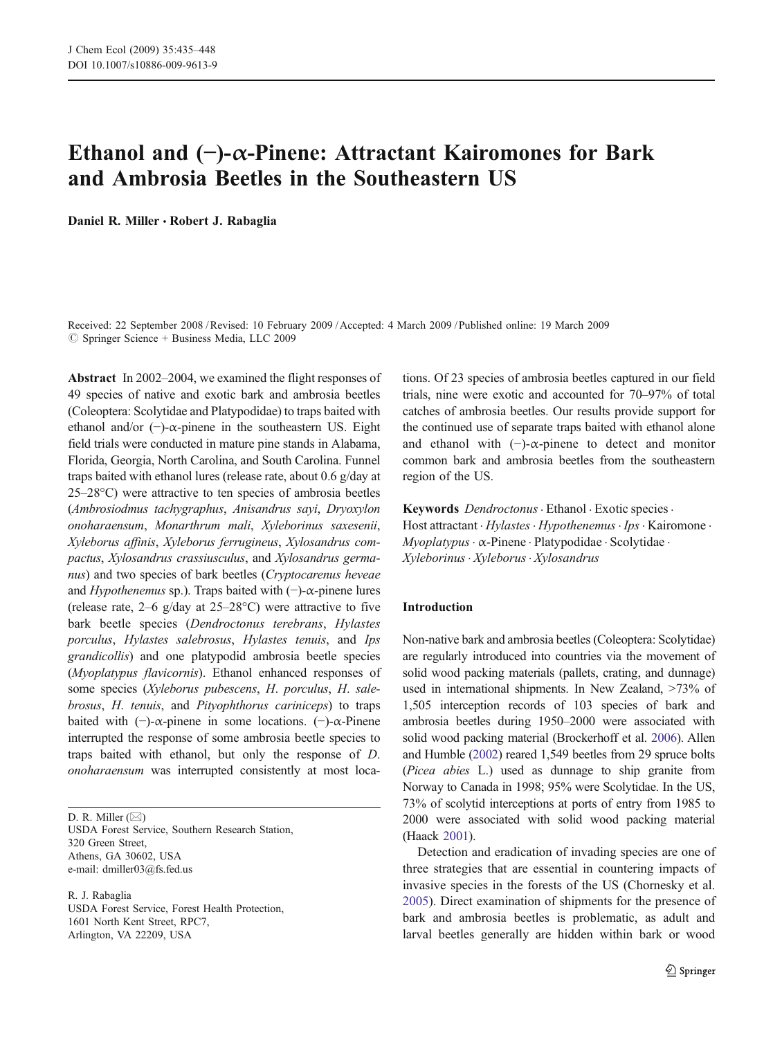# Ethanol and (−)-α-Pinene: Attractant Kairomones for Bark and Ambrosia Beetles in the Southeastern US

**Daniel R. Miller · Robert J. Rabaglia**

Received: 22 September 2008 / Revised: 10 February 2009 / Accepted: 4 March 2009 / Published online: 19 March 2009
© Springer Science + Business Media, LLC 2009

**Abstract** In 2002–2004, we examined the flight responses of 49 species of native and exotic bark and ambrosia beetles (Coleoptera: Scolytidae and Platypodidae) to traps baited with ethanol and/or (−)-α-pinene in the southeastern US. Eight field trials were conducted in mature pine stands in Alabama, Florida, Georgia, North Carolina, and South Carolina. Funnel traps baited with ethanol lures (release rate, about 0.6 g/day at 25–28°C) were attractive to ten species of ambrosia beetles (*Ambrosiodmus tachygraphus*, *Anisandrus sayi*, *Dryoxylon onoharaensum*, *Monarthrum mali*, *Xyleborinus saxesenii*, *Xyleborus affinis*, *Xyleborus ferrugineus*, *Xylosandrus compactus*, *Xylosandrus crassiusculus*, and *Xylosandrus germanus*) and two species of bark beetles (*Cryptocarenus heveae* and *Hypothenemus* sp.). Traps baited with (−)-α-pinene lures (release rate, 2–6 g/day at 25–28°C) were attractive to five bark beetle species (*Dendroctonus terebrans*, *Hylastes porculus*, *Hylastes salebrosus*, *Hylastes tenuis*, and *Ips grandicollis*) and one platypodid ambrosia beetle species (*Myoplatypus flavicornis*). Ethanol enhanced responses of some species (*Xyleborus pubescens*, *H. porculus*, *H. salebrosus*, *H. tenuis*, and *Pityophthorus cariniceps*) to traps baited with (−)-α-pinene in some locations. (−)-α-Pinene interrupted the response of some ambrosia beetle species to traps baited with ethanol, but only the response of *D. onoharaensum* was interrupted consistently at most locations. Of 23 species of ambrosia beetles captured in our field trials, nine were exotic and accounted for 70–97% of total catches of ambrosia beetles. Our results provide support for the continued use of separate traps baited with ethanol alone and ethanol with (−)-α-pinene to detect and monitor common bark and ambrosia beetles from the southeastern region of the US.

**Keywords** *Dendroctonus* · Ethanol · Exotic species · Host attractant · *Hylastes* · *Hypothenemus* · *Ips* · Kairomone · *Myoplatypus* · α-Pinene · Platypodidae · Scolytidae · *Xyleborinus* · *Xyleborus* · *Xylosandrus*

D. R. Miller (✉)
USDA Forest Service, Southern Research Station,
320 Green Street,
Athens, GA 30602, USA
e-mail: dmiller03@fs.fed.us

R. J. Rabaglia
USDA Forest Service, Forest Health Protection,
1601 North Kent Street, RPC7,
Arlington, VA 22209, USA

## Introduction

Non-native bark and ambrosia beetles (Coleoptera: Scolytidae) are regularly introduced into countries via the movement of solid wood packing materials (pallets, crating, and dunnage) used in international shipments. In New Zealand, >73% of 1,505 interception records of 103 species of bark and ambrosia beetles during 1950–2000 were associated with solid wood packing material (Brockerhoff et al. 2006). Allen and Humble (2002) reared 1,549 beetles from 29 spruce bolts (*Picea abies* L.) used as dunnage to ship granite from Norway to Canada in 1998; 95% were Scolytidae. In the US, 73% of scolytid interceptions at ports of entry from 1985 to 2000 were associated with solid wood packing material (Haack 2001).

Detection and eradication of invading species are one of three strategies that are essential in countering impacts of invasive species in the forests of the US (Chornesky et al. 2005). Direct examination of shipments for the presence of bark and ambrosia beetles is problematic, as adult and larval beetles generally are hidden within bark or wood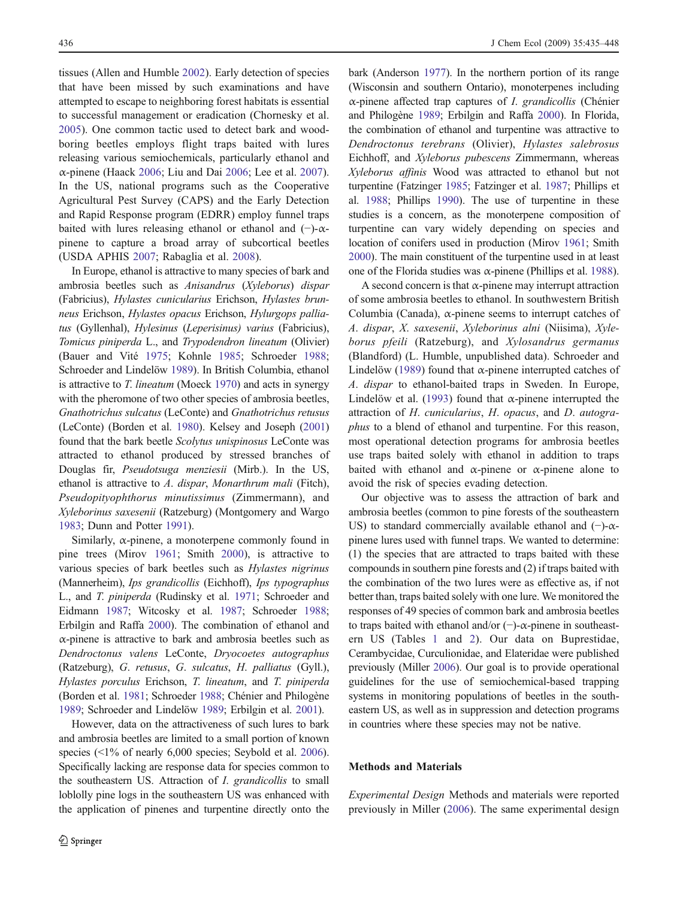tissues (Allen and Humble 2002). Early detection of species that have been missed by such examinations and have attempted to escape to neighboring forest habitats is essential to successful management or eradication (Chornesky et al. 2005). One common tactic used to detect bark and wood-boring beetles employs flight traps baited with lures releasing various semiochemicals, particularly ethanol and α-pinene (Haack 2006; Liu and Dai 2006; Lee et al. 2007). In the US, national programs such as the Cooperative Agricultural Pest Survey (CAPS) and the Early Detection and Rapid Response program (EDRR) employ funnel traps baited with lures releasing ethanol or ethanol and (−)-α-pinene to capture a broad array of subcortical beetles (USDA APHIS 2007; Rabaglia et al. 2008).

In Europe, ethanol is attractive to many species of bark and ambrosia beetles such as *Anisandrus* (*Xyleborus*) *dispar* (Fabricius), *Hylastes cunicularius* Erichson, *Hylastes brunneus* Erichson, *Hylastes opacus* Erichson, *Hylurgops palliatus* (Gyllenhal), *Hylesinus* (*Leperisinus*) *varius* (Fabricius), *Tomicus piniperda* L., and *Trypodendron lineatum* (Olivier) (Bauer and Vité 1975; Kohnle 1985; Schroeder 1988; Schroeder and Lindelöw 1989). In British Columbia, ethanol is attractive to *T. lineatum* (Moeck 1970) and acts in synergy with the pheromone of two other species of ambrosia beetles, *Gnathotrichus sulcatus* (LeConte) and *Gnathotrichus retusus* (LeConte) (Borden et al. 1980). Kelsey and Joseph (2001) found that the bark beetle *Scolytus unispinosus* LeConte was attracted to ethanol produced by stressed branches of Douglas fir, *Pseudotsuga menziesii* (Mirb.). In the US, ethanol is attractive to *A. dispar*, *Monarthrum mali* (Fitch), *Pseudopityophthorus minutissimus* (Zimmermann), and *Xyleborinus saxesenii* (Ratzeburg) (Montgomery and Wargo 1983; Dunn and Potter 1991).

Similarly, α-pinene, a monoterpene commonly found in pine trees (Mirov 1961; Smith 2000), is attractive to various species of bark beetles such as *Hylastes nigrinus* (Mannerheim), *Ips grandicollis* (Eichhoff), *Ips typographus* L., and *T. piniperda* (Rudinsky et al. 1971; Schroeder and Eidmann 1987; Witcosky et al. 1987; Schroeder 1988; Erbilgin and Raffa 2000). The combination of ethanol and α-pinene is attractive to bark and ambrosia beetles such as *Dendroctonus valens* LeConte, *Dryocoetes autographus* (Ratzeburg), *G. retusus*, *G. sulcatus*, *H. palliatus* (Gyll.), *Hylastes porculus* Erichson, *T. lineatum*, and *T. piniperda* (Borden et al. 1981; Schroeder 1988; Chénier and Philogène 1989; Schroeder and Lindelöw 1989; Erbilgin et al. 2001).

However, data on the attractiveness of such lures to bark and ambrosia beetles are limited to a small portion of known species (<1% of nearly 6,000 species; Seybold et al. 2006). Specifically lacking are response data for species common to the southeastern US. Attraction of *I. grandicollis* to small loblolly pine logs in the southeastern US was enhanced with the application of pinenes and turpentine directly onto the bark (Anderson 1977). In the northern portion of its range (Wisconsin and southern Ontario), monoterpenes including α-pinene affected trap captures of *I. grandicollis* (Chénier and Philogène 1989; Erbilgin and Raffa 2000). In Florida, the combination of ethanol and turpentine was attractive to *Dendroctonus terebrans* (Olivier), *Hylastes salebrosus* Eichhoff, and *Xyleborus pubescens* Zimmermann, whereas *Xyleborus affinis* Wood was attracted to ethanol but not turpentine (Fatzinger 1985; Fatzinger et al. 1987; Phillips et al. 1988; Phillips 1990). The use of turpentine in these studies is a concern, as the monoterpene composition of turpentine can vary widely depending on species and location of conifers used in production (Mirov 1961; Smith 2000). The main constituent of the turpentine used in at least one of the Florida studies was α-pinene (Phillips et al. 1988).

A second concern is that α-pinene may interrupt attraction of some ambrosia beetles to ethanol. In southwestern British Columbia (Canada), α-pinene seems to interrupt catches of *A. dispar*, *X. saxesenii*, *Xyleborinus alni* (Niisima), *Xyleborus pfeili* (Ratzeburg), and *Xylosandrus germanus* (Blandford) (L. Humble, unpublished data). Schroeder and Lindelöw (1989) found that α-pinene interrupted catches of *A. dispar* to ethanol-baited traps in Sweden. In Europe, Lindelöw et al. (1993) found that α-pinene interrupted the attraction of *H. cunicularius*, *H. opacus*, and *D. autographus* to a blend of ethanol and turpentine. For this reason, most operational detection programs for ambrosia beetles use traps baited solely with ethanol in addition to traps baited with ethanol and α-pinene or α-pinene alone to avoid the risk of species evading detection.

Our objective was to assess the attraction of bark and ambrosia beetles (common to pine forests of the southeastern US) to standard commercially available ethanol and (−)-α-pinene lures used with funnel traps. We wanted to determine: (1) the species that are attracted to traps baited with these compounds in southern pine forests and (2) if traps baited with the combination of the two lures were as effective as, if not better than, traps baited solely with one lure. We monitored the responses of 49 species of common bark and ambrosia beetles to traps baited with ethanol and/or (−)-α-pinene in southeastern US (Tables 1 and 2). Our data on Buprestidae, Cerambycidae, Curculionidae, and Elateridae were published previously (Miller 2006). Our goal is to provide operational guidelines for the use of semiochemical-based trapping systems in monitoring populations of beetles in the southeastern US, as well as in suppression and detection programs in countries where these species may not be native.

## Methods and Materials

*Experimental Design* Methods and materials were reported previously in Miller (2006). The same experimental design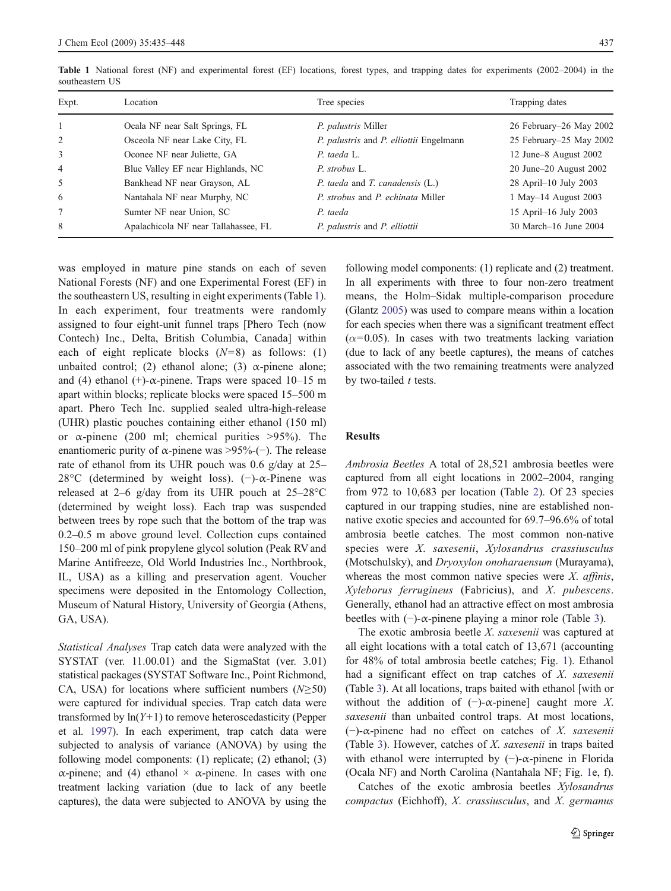**Table 1** National forest (NF) and experimental forest (EF) locations, forest types, and trapping dates for experiments (2002–2004) in the southeastern US

| Expt. | Location | Tree species | Trapping dates |
|---|---|---|---|
| 1 | Ocala NF near Salt Springs, FL | *P. palustris* Miller | 26 February–26 May 2002 |
| 2 | Osceola NF near Lake City, FL | *P. palustris* and *P. elliottii* Engelmann | 25 February–25 May 2002 |
| 3 | Oconee NF near Juliette, GA | *P. taeda* L. | 12 June–8 August 2002 |
| 4 | Blue Valley EF near Highlands, NC | *P. strobus* L. | 20 June–20 August 2002 |
| 5 | Bankhead NF near Grayson, AL | *P. taeda* and *T. canadensis* (L.) | 28 April–10 July 2003 |
| 6 | Nantahala NF near Murphy, NC | *P. strobus* and *P. echinata* Miller | 1 May–14 August 2003 |
| 7 | Sumter NF near Union, SC | *P. taeda* | 15 April–16 July 2003 |
| 8 | Apalachicola NF near Tallahassee, FL | *P. palustris* and *P. elliottii* | 30 March–16 June 2004 |

was employed in mature pine stands on each of seven National Forests (NF) and one Experimental Forest (EF) in the southeastern US, resulting in eight experiments (Table 1). In each experiment, four treatments were randomly assigned to four eight-unit funnel traps [Phero Tech (now Contech) Inc., Delta, British Columbia, Canada] within each of eight replicate blocks ($N$=8) as follows: (1) unbaited control; (2) ethanol alone; (3) α-pinene alone; and (4) ethanol (+)-α-pinene. Traps were spaced 10–15 m apart within blocks; replicate blocks were spaced 15–500 m apart. Phero Tech Inc. supplied sealed ultra-high-release (UHR) plastic pouches containing either ethanol (150 ml) or α-pinene (200 ml; chemical purities >95%). The enantiomeric purity of α-pinene was >95%-(−). The release rate of ethanol from its UHR pouch was 0.6 g/day at 25–28°C (determined by weight loss). (−)-α-Pinene was released at 2–6 g/day from its UHR pouch at 25–28°C (determined by weight loss). Each trap was suspended between trees by rope such that the bottom of the trap was 0.2–0.5 m above ground level. Collection cups contained 150–200 ml of pink propylene glycol solution (Peak RV and Marine Antifreeze, Old World Industries Inc., Northbrook, IL, USA) as a killing and preservation agent. Voucher specimens were deposited in the Entomology Collection, Museum of Natural History, University of Georgia (Athens, GA, USA).

*Statistical Analyses* Trap catch data were analyzed with the SYSTAT (ver. 11.00.01) and the SigmaStat (ver. 3.01) statistical packages (SYSTAT Software Inc., Point Richmond, CA, USA) for locations where sufficient numbers ($N \geq 50$) were captured for individual species. Trap catch data were transformed by $\ln(Y+1)$ to remove heteroscedasticity (Pepper et al. 1997). In each experiment, trap catch data were subjected to analysis of variance (ANOVA) by using the following model components: (1) replicate; (2) ethanol; (3) α-pinene; and (4) ethanol × α-pinene. In cases with one treatment lacking variation (due to lack of any beetle captures), the data were subjected to ANOVA by using the following model components: (1) replicate and (2) treatment. In all experiments with three to four non-zero treatment means, the Holm–Sidak multiple-comparison procedure (Glantz 2005) was used to compare means within a location for each species when there was a significant treatment effect ($\alpha$=0.05). In cases with two treatments lacking variation (due to lack of any beetle captures), the means of catches associated with the two remaining treatments were analyzed by two-tailed $t$ tests.

## Results

*Ambrosia Beetles* A total of 28,521 ambrosia beetles were captured from all eight locations in 2002–2004, ranging from 972 to 10,683 per location (Table 2). Of 23 species captured in our trapping studies, nine are established non-native exotic species and accounted for 69.7–96.6% of total ambrosia beetle catches. The most common non-native species were *X. saxesenii*, *Xylosandrus crassiusculus* (Motschulsky), and *Dryoxylon onoharaensum* (Murayama), whereas the most common native species were *X. affinis*, *Xyleborus ferrugineus* (Fabricius), and *X. pubescens*. Generally, ethanol had an attractive effect on most ambrosia beetles with (−)-α-pinene playing a minor role (Table 3).

The exotic ambrosia beetle *X. saxesenii* was captured at all eight locations with a total catch of 13,671 (accounting for 48% of total ambrosia beetle catches; Fig. 1). Ethanol had a significant effect on trap catches of *X. saxesenii* (Table 3). At all locations, traps baited with ethanol [with or without the addition of (−)-α-pinene] caught more *X. saxesenii* than unbaited control traps. At most locations, (−)-α-pinene had no effect on catches of *X. saxesenii* (Table 3). However, catches of *X. saxesenii* in traps baited with ethanol were interrupted by (−)-α-pinene in Florida (Ocala NF) and North Carolina (Nantahala NF; Fig. 1e, f).

Catches of the exotic ambrosia beetles *Xylosandrus compactus* (Eichhoff), *X. crassiusculus*, and *X. germanus*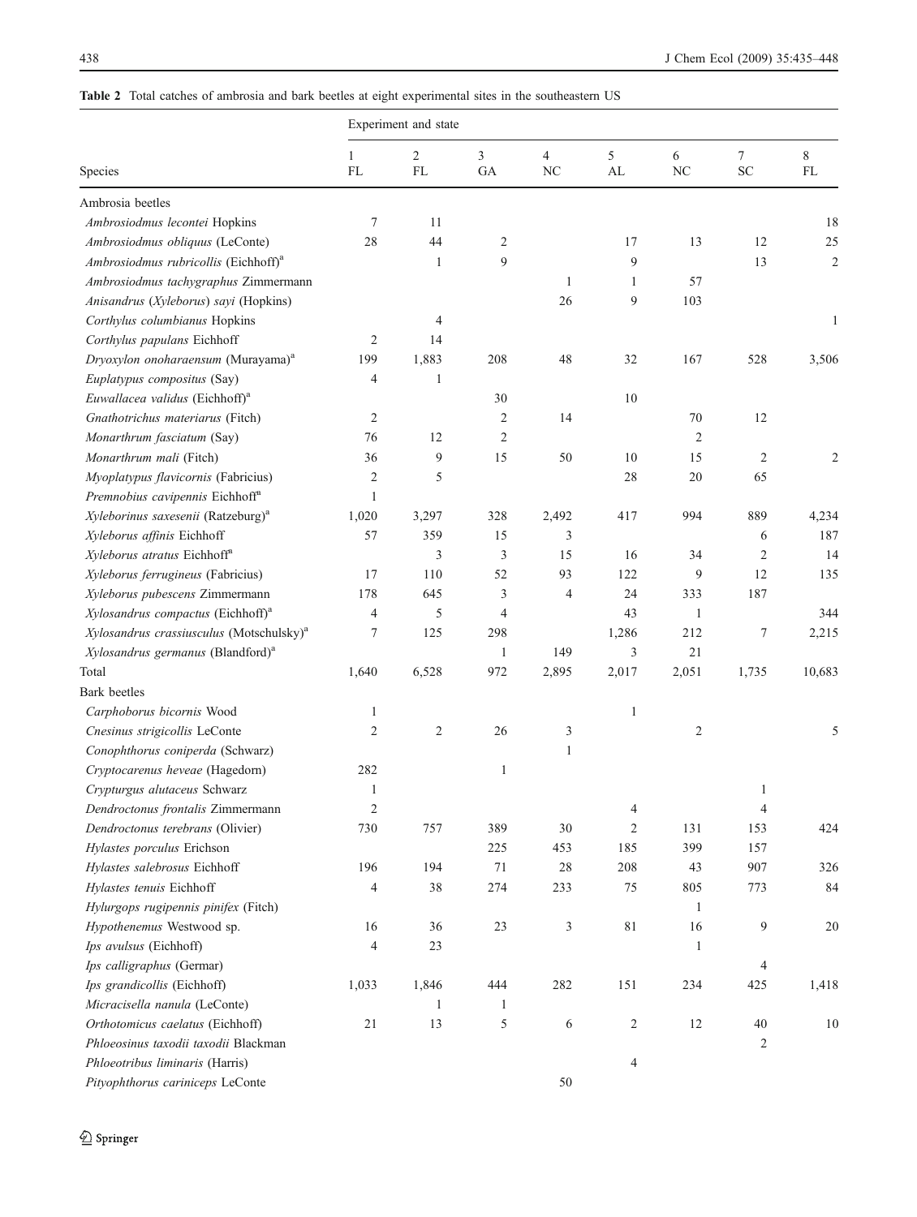**Table 2** Total catches of ambrosia and bark beetles at eight experimental sites in the southeastern US

| Species | Experiment and state | | | | | | | |
|---|---|---|---|---|---|---|---|---|
| | 1 FL | 2 FL | 3 GA | 4 NC | 5 AL | 6 NC | 7 SC | 8 FL |
| Ambrosia beetles | | | | | | | | |
| *Ambrosiodmus lecontei* Hopkins | 7 | 11 | | | | | | 18 |
| *Ambrosiodmus obliquus* (LeConte) | 28 | 44 | 2 | | 17 | 13 | 12 | 25 |
| *Ambrosiodmus rubricollis* (Eichhoff)[a] | | 1 | 9 | | 9 | | 13 | 2 |
| *Ambrosiodmus tachygraphus* Zimmermann | | | | 1 | 1 | 57 | | |
| *Anisandrus* (*Xyleborus*) *sayi* (Hopkins) | | | | 26 | 9 | 103 | | |
| *Corthylus columbianus* Hopkins | | 4 | | | | | | 1 |
| *Corthylus papulans* Eichhoff | 2 | 14 | | | | | | |
| *Dryoxylon onoharaensum* (Murayama)[a] | 199 | 1,883 | 208 | 48 | 32 | 167 | 528 | 3,506 |
| *Euplatypus compositus* (Say) | 4 | 1 | | | | | | |
| *Euwallacea validus* (Eichhoff)[a] | | | 30 | | 10 | | | |
| *Gnathotrichus materiarus* (Fitch) | 2 | | 2 | 14 | | 70 | 12 | |
| *Monarthrum fasciatum* (Say) | 76 | 12 | 2 | | | 2 | | |
| *Monarthrum mali* (Fitch) | 36 | 9 | 15 | 50 | 10 | 15 | 2 | 2 |
| *Myoplatypus flavicornis* (Fabricius) | 2 | 5 | | | 28 | 20 | 65 | |
| *Premnobius cavipennis* Eichhoff[a] | 1 | | | | | | | |
| *Xyleborinus saxesenii* (Ratzeburg)[a] | 1,020 | 3,297 | 328 | 2,492 | 417 | 994 | 889 | 4,234 |
| *Xyleborus affinis* Eichhoff | 57 | 359 | 15 | 3 | | | 6 | 187 |
| *Xyleborus atratus* Eichhoff[a] | | 3 | 3 | 15 | 16 | 34 | 2 | 14 |
| *Xyleborus ferrugineus* (Fabricius) | 17 | 110 | 52 | 93 | 122 | 9 | 12 | 135 |
| *Xyleborus pubescens* Zimmermann | 178 | 645 | 3 | 4 | 24 | 333 | 187 | |
| *Xylosandrus compactus* (Eichhoff)[a] | 4 | 5 | 4 | | 43 | 1 | | 344 |
| *Xylosandrus crassiusculus* (Motschulsky)[a] | 7 | 125 | 298 | | 1,286 | 212 | 7 | 2,215 |
| *Xylosandrus germanus* (Blandford)[a] | | | 1 | 149 | 3 | 21 | | |
| Total | 1,640 | 6,528 | 972 | 2,895 | 2,017 | 2,051 | 1,735 | 10,683 |
| Bark beetles | | | | | | | | |
| *Carphoborus bicornis* Wood | 1 | | | | 1 | | | |
| *Cnesinus strigicollis* LeConte | 2 | 2 | 26 | 3 | | 2 | | 5 |
| *Conophthorus coniperda* (Schwarz) | | | | 1 | | | | |
| *Cryptocarenus heveae* (Hagedorn) | 282 | | 1 | | | | | |
| *Crypturgus alutaceus* Schwarz | 1 | | | | | | 1 | |
| *Dendroctonus frontalis* Zimmermann | 2 | | | | 4 | | 4 | |
| *Dendroctonus terebrans* (Olivier) | 730 | 757 | 389 | 30 | 2 | 131 | 153 | 424 |
| *Hylastes porculus* Erichson | | | 225 | 453 | 185 | 399 | 157 | |
| *Hylastes salebrosus* Eichhoff | 196 | 194 | 71 | 28 | 208 | 43 | 907 | 326 |
| *Hylastes tenuis* Eichhoff | 4 | 38 | 274 | 233 | 75 | 805 | 773 | 84 |
| *Hylurgops rugipennis pinifex* (Fitch) | | | | | | 1 | | |
| *Hypothenemus* Westwood sp. | 16 | 36 | 23 | 3 | 81 | 16 | 9 | 20 |
| *Ips avulsus* (Eichhoff) | 4 | 23 | | | | 1 | | |
| *Ips calligraphus* (Germar) | | | | | | | 4 | |
| *Ips grandicollis* (Eichhoff) | 1,033 | 1,846 | 444 | 282 | 151 | 234 | 425 | 1,418 |
| *Micracisella nanula* (LeConte) | | 1 | 1 | | | | | |
| *Orthotomicus caelatus* (Eichhoff) | 21 | 13 | 5 | 6 | 2 | 12 | 40 | 10 |
| *Phloeosinus taxodii taxodii* Blackman | | | | | | | 2 | |
| *Phloeotribus liminaris* (Harris) | | | | | 4 | | | |
| *Pityophthorus cariniceps* LeConte | | | | 50 | | | | |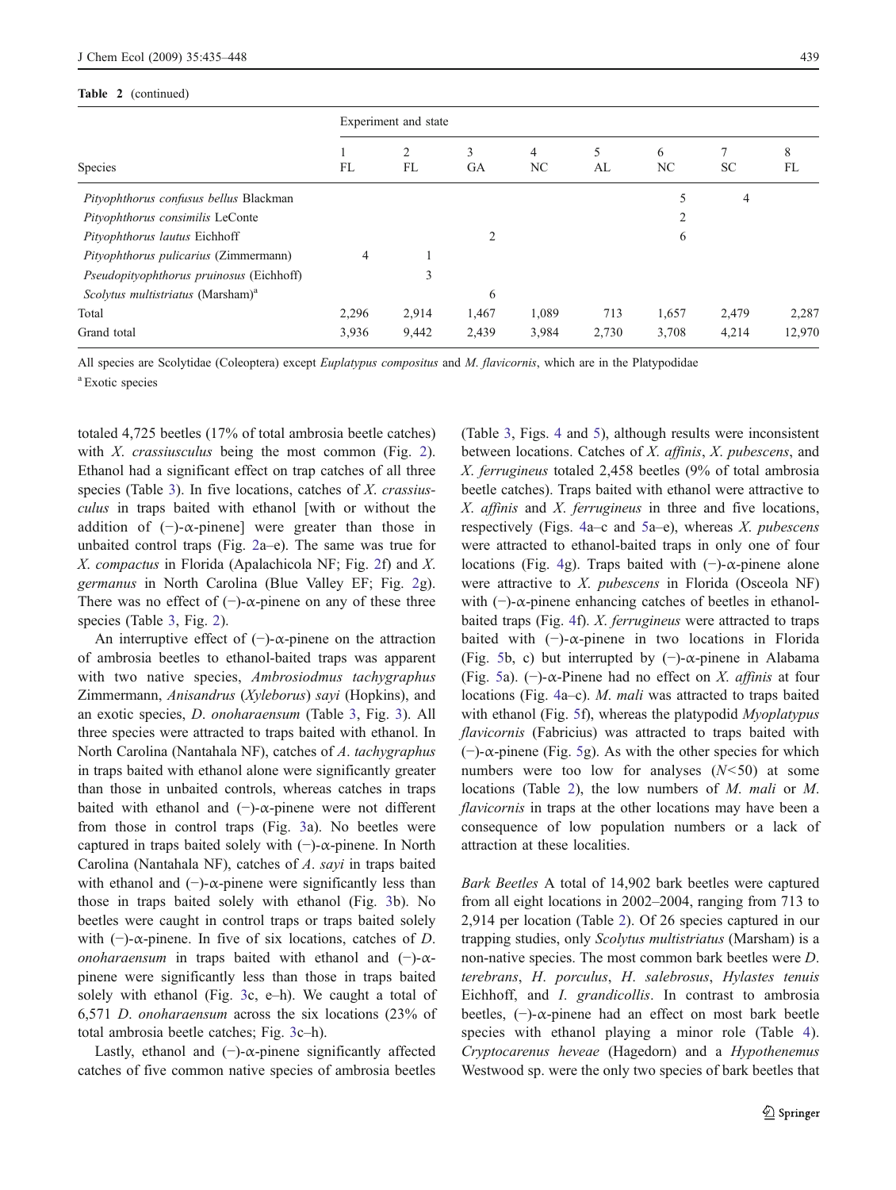**Table 2** (continued)

| Species | Experiment and state | | | | | | | |
|---|---|---|---|---|---|---|---|---|
| | 1 FL | 2 FL | 3 GA | 4 NC | 5 AL | 6 NC | 7 SC | 8 FL |
| *Pityophthorus confusus bellus* Blackman | | | | | | 5 | 4 | |
| *Pityophthorus consimilis* LeConte | | | | | | 2 | | |
| *Pityophthorus lautus* Eichhoff | | | 2 | | | 6 | | |
| *Pityophthorus pulicarius* (Zimmermann) | 4 | 1 | | | | | | |
| *Pseudopityophthorus pruinosus* (Eichhoff) | | 3 | | | | | | |
| *Scolytus multistriatus* (Marsham)[a] | | | 6 | | | | | |
| Total | 2,296 | 2,914 | 1,467 | 1,089 | 713 | 1,657 | 2,479 | 2,287 |
| Grand total | 3,936 | 9,442 | 2,439 | 3,984 | 2,730 | 3,708 | 4,214 | 12,970 |

All species are Scolytidae (Coleoptera) except *Euplatypus compositus* and *M. flavicornis*, which are in the Platypodidae

[a] Exotic species

totaled 4,725 beetles (17% of total ambrosia beetle catches) with *X. crassiusculus* being the most common (Fig. 2). Ethanol had a significant effect on trap catches of all three species (Table 3). In five locations, catches of *X. crassiusculus* in traps baited with ethanol [with or without the addition of (−)-α-pinene] were greater than those in unbaited control traps (Fig. 2a–e). The same was true for *X. compactus* in Florida (Apalachicola NF; Fig. 2f) and *X. germanus* in North Carolina (Blue Valley EF; Fig. 2g). There was no effect of (−)-α-pinene on any of these three species (Table 3, Fig. 2).

An interruptive effect of (−)-α-pinene on the attraction of ambrosia beetles to ethanol-baited traps was apparent with two native species, *Ambrosiodmus tachygraphus* Zimmermann, *Anisandrus* (*Xyleborus*) *sayi* (Hopkins), and an exotic species, *D. onoharaensum* (Table 3, Fig. 3). All three species were attracted to traps baited with ethanol. In North Carolina (Nantahala NF), catches of *A. tachygraphus* in traps baited with ethanol alone were significantly greater than those in unbaited controls, whereas catches in traps baited with ethanol and (−)-α-pinene were not different from those in control traps (Fig. 3a). No beetles were captured in traps baited solely with (−)-α-pinene. In North Carolina (Nantahala NF), catches of *A. sayi* in traps baited with ethanol and (−)-α-pinene were significantly less than those in traps baited solely with ethanol (Fig. 3b). No beetles were caught in control traps or traps baited solely with (−)-α-pinene. In five of six locations, catches of *D. onoharaensum* in traps baited with ethanol and (−)-α-pinene were significantly less than those in traps baited solely with ethanol (Fig. 3c, e–h). We caught a total of 6,571 *D. onoharaensum* across the six locations (23% of total ambrosia beetle catches; Fig. 3c–h).

Lastly, ethanol and (−)-α-pinene significantly affected catches of five common native species of ambrosia beetles (Table 3, Figs. 4 and 5), although results were inconsistent between locations. Catches of *X. affinis*, *X. pubescens*, and *X. ferrugineus* totaled 2,458 beetles (9% of total ambrosia beetle catches). Traps baited with ethanol were attractive to *X. affinis* and *X. ferrugineus* in three and five locations, respectively (Figs. 4a–c and 5a–e), whereas *X. pubescens* were attracted to ethanol-baited traps in only one of four locations (Fig. 4g). Traps baited with (−)-α-pinene alone were attractive to *X. pubescens* in Florida (Osceola NF) with (−)-α-pinene enhancing catches of beetles in ethanol-baited traps (Fig. 4f). *X. ferrugineus* were attracted to traps baited with (−)-α-pinene in two locations in Florida (Fig. 5b, c) but interrupted by (−)-α-pinene in Alabama (Fig. 5a). (−)-α-Pinene had no effect on *X. affinis* at four locations (Fig. 4a–c). *M. mali* was attracted to traps baited with ethanol (Fig. 5f), whereas the platypodid *Myoplatypus flavicornis* (Fabricius) was attracted to traps baited with (−)-α-pinene (Fig. 5g). As with the other species for which numbers were too low for analyses ($N<50$) at some locations (Table 2), the low numbers of *M. mali* or *M. flavicornis* in traps at the other locations may have been a consequence of low population numbers or a lack of attraction at these localities.

*Bark Beetles* A total of 14,902 bark beetles were captured from all eight locations in 2002–2004, ranging from 713 to 2,914 per location (Table 2). Of 26 species captured in our trapping studies, only *Scolytus multistriatus* (Marsham) is a non-native species. The most common bark beetles were *D. terebrans*, *H. porculus*, *H. salebrosus*, *Hylastes tenuis* Eichhoff, and *I. grandicollis*. In contrast to ambrosia beetles, (−)-α-pinene had an effect on most bark beetle species with ethanol playing a minor role (Table 4). *Cryptocarenus heveae* (Hagedorn) and a *Hypothenemus* Westwood sp. were the only two species of bark beetles that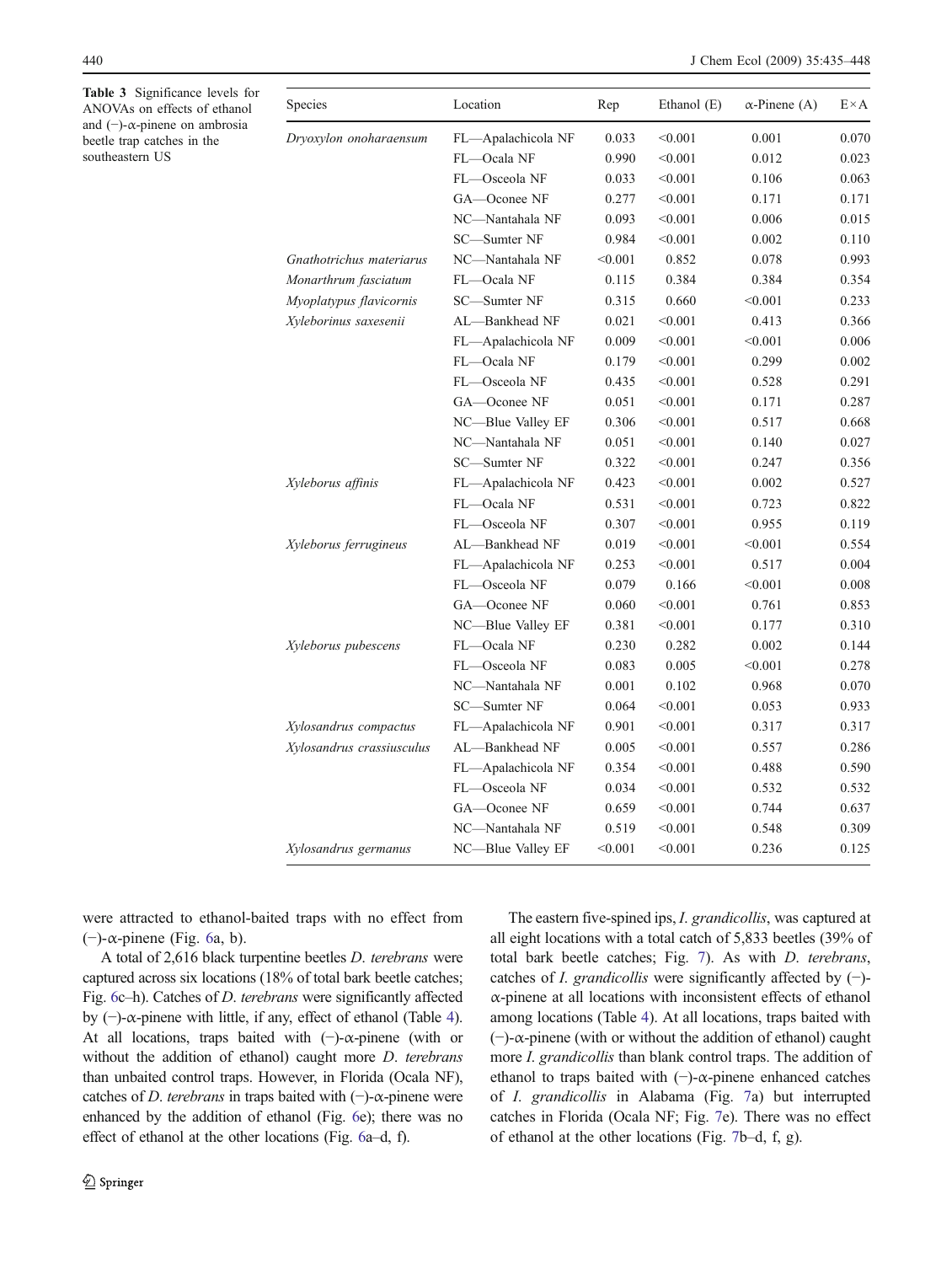**Table 3** Significance levels for ANOVAs on effects of ethanol and (−)-α-pinene on ambrosia beetle trap catches in the southeastern US

| Species | Location | Rep | Ethanol (E) | α-Pinene (A) | E×A |
|---|---|---|---|---|---|
| *Dryoxylon onoharaensum* | FL—Apalachicola NF | 0.033 | <0.001 | 0.001 | 0.070 |
| | FL—Ocala NF | 0.990 | <0.001 | 0.012 | 0.023 |
| | FL—Osceola NF | 0.033 | <0.001 | 0.106 | 0.063 |
| | GA—Oconee NF | 0.277 | <0.001 | 0.171 | 0.171 |
| | NC—Nantahala NF | 0.093 | <0.001 | 0.006 | 0.015 |
| | SC—Sumter NF | 0.984 | <0.001 | 0.002 | 0.110 |
| *Gnathotrichus materiarus* | NC—Nantahala NF | <0.001 | 0.852 | 0.078 | 0.993 |
| *Monarthrum fasciatum* | FL—Ocala NF | 0.115 | 0.384 | 0.384 | 0.354 |
| *Myoplatypus flavicornis* | SC—Sumter NF | 0.315 | 0.660 | <0.001 | 0.233 |
| *Xyleborinus saxesenii* | AL—Bankhead NF | 0.021 | <0.001 | 0.413 | 0.366 |
| | FL—Apalachicola NF | 0.009 | <0.001 | <0.001 | 0.006 |
| | FL—Ocala NF | 0.179 | <0.001 | 0.299 | 0.002 |
| | FL—Osceola NF | 0.435 | <0.001 | 0.528 | 0.291 |
| | GA—Oconee NF | 0.051 | <0.001 | 0.171 | 0.287 |
| | NC—Blue Valley EF | 0.306 | <0.001 | 0.517 | 0.668 |
| | NC—Nantahala NF | 0.051 | <0.001 | 0.140 | 0.027 |
| | SC—Sumter NF | 0.322 | <0.001 | 0.247 | 0.356 |
| *Xyleborus affinis* | FL—Apalachicola NF | 0.423 | <0.001 | 0.002 | 0.527 |
| | FL—Ocala NF | 0.531 | <0.001 | 0.723 | 0.822 |
| | FL—Osceola NF | 0.307 | <0.001 | 0.955 | 0.119 |
| *Xyleborus ferrugineus* | AL—Bankhead NF | 0.019 | <0.001 | <0.001 | 0.554 |
| | FL—Apalachicola NF | 0.253 | <0.001 | 0.517 | 0.004 |
| | FL—Osceola NF | 0.079 | 0.166 | <0.001 | 0.008 |
| | GA—Oconee NF | 0.060 | <0.001 | 0.761 | 0.853 |
| | NC—Blue Valley EF | 0.381 | <0.001 | 0.177 | 0.310 |
| *Xyleborus pubescens* | FL—Ocala NF | 0.230 | 0.282 | 0.002 | 0.144 |
| | FL—Osceola NF | 0.083 | 0.005 | <0.001 | 0.278 |
| | NC—Nantahala NF | 0.001 | 0.102 | 0.968 | 0.070 |
| | SC—Sumter NF | 0.064 | <0.001 | 0.053 | 0.933 |
| *Xylosandrus compactus* | FL—Apalachicola NF | 0.901 | <0.001 | 0.317 | 0.317 |
| *Xylosandrus crassiusculus* | AL—Bankhead NF | 0.005 | <0.001 | 0.557 | 0.286 |
| | FL—Apalachicola NF | 0.354 | <0.001 | 0.488 | 0.590 |
| | FL—Osceola NF | 0.034 | <0.001 | 0.532 | 0.532 |
| | GA—Oconee NF | 0.659 | <0.001 | 0.744 | 0.637 |
| | NC—Nantahala NF | 0.519 | <0.001 | 0.548 | 0.309 |
| *Xylosandrus germanus* | NC—Blue Valley EF | <0.001 | <0.001 | 0.236 | 0.125 |

were attracted to ethanol-baited traps with no effect from (−)-α-pinene (Fig. 6a, b).

A total of 2,616 black turpentine beetles *D. terebrans* were captured across six locations (18% of total bark beetle catches; Fig. 6c–h). Catches of *D. terebrans* were significantly affected by (−)-α-pinene with little, if any, effect of ethanol (Table 4). At all locations, traps baited with (−)-α-pinene (with or without the addition of ethanol) caught more *D. terebrans* than unbaited control traps. However, in Florida (Ocala NF), catches of *D. terebrans* in traps baited with (−)-α-pinene were enhanced by the addition of ethanol (Fig. 6e); there was no effect of ethanol at the other locations (Fig. 6a–d, f).

The eastern five-spined ips, *I. grandicollis*, was captured at all eight locations with a total catch of 5,833 beetles (39% of total bark beetle catches; Fig. 7). As with *D. terebrans*, catches of *I. grandicollis* were significantly affected by (−)-α-pinene at all locations with inconsistent effects of ethanol among locations (Table 4). At all locations, traps baited with (−)-α-pinene (with or without the addition of ethanol) caught more *I. grandicollis* than blank control traps. The addition of ethanol to traps baited with (−)-α-pinene enhanced catches of *I. grandicollis* in Alabama (Fig. 7a) but interrupted catches in Florida (Ocala NF; Fig. 7e). There was no effect of ethanol at the other locations (Fig. 7b–d, f, g).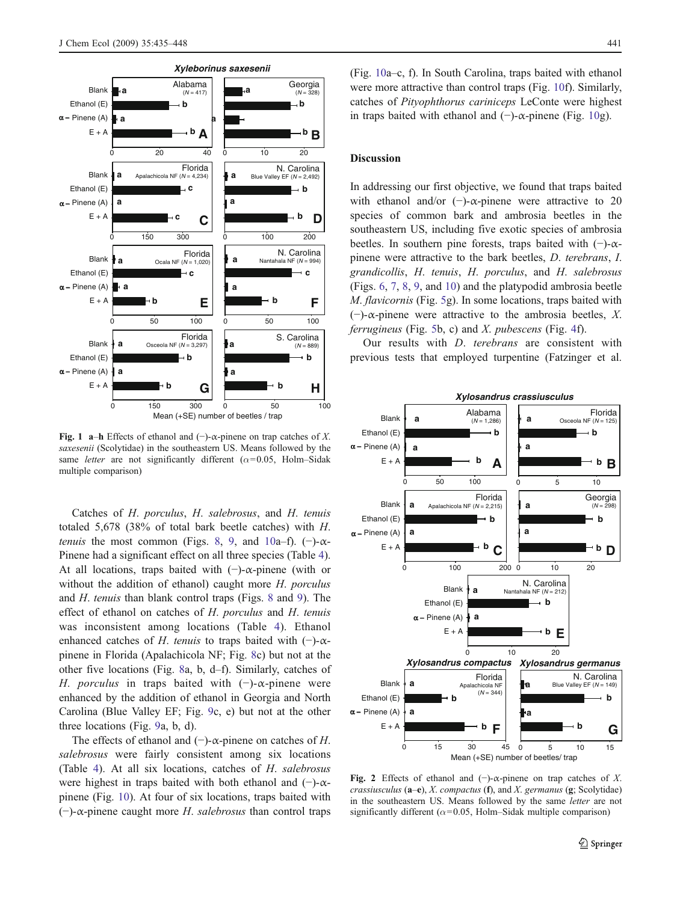Fig. 1 a–h Effects of ethanol and (−)-α-pinene on trap catches of *X. saxesenii* (Scolytidae) in the southeastern US. Means followed by the same *letter* are not significantly different (α=0.05, Holm–Sidak multiple comparison)

Catches of *H. porculus*, *H. salebrosus*, and *H. tenuis* totaled 5,678 (38% of total bark beetle catches) with *H. tenuis* the most common (Figs. 8, 9, and 10a–f). (−)-α-Pinene had a significant effect on all three species (Table 4). At all locations, traps baited with (−)-α-pinene (with or without the addition of ethanol) caught more *H. porculus* and *H. tenuis* than blank control traps (Figs. 8 and 9). The effect of ethanol on catches of *H. porculus* and *H. tenuis* was inconsistent among locations (Table 4). Ethanol enhanced catches of *H. tenuis* to traps baited with (−)-α-pinene in Florida (Apalachicola NF; Fig. 8c) but not at the other five locations (Fig. 8a, b, d–f). Similarly, catches of *H. porculus* in traps baited with (−)-α-pinene were enhanced by the addition of ethanol in Georgia and North Carolina (Blue Valley EF; Fig. 9c, e) but not at the other three locations (Fig. 9a, b, d).

The effects of ethanol and (−)-α-pinene on catches of *H. salebrosus* were fairly consistent among six locations (Table 4). At all six locations, catches of *H. salebrosus* were highest in traps baited with both ethanol and (−)-α-pinene (Fig. 10). At four of six locations, traps baited with (−)-α-pinene caught more *H. salebrosus* than control traps (Fig. 10a–c, f). In South Carolina, traps baited with ethanol were more attractive than control traps (Fig. 10f). Similarly, catches of *Pityophthorus cariniceps* LeConte were highest in traps baited with ethanol and (−)-α-pinene (Fig. 10g).

## Discussion

In addressing our first objective, we found that traps baited with ethanol and/or (−)-α-pinene were attractive to 20 species of common bark and ambrosia beetles in the southeastern US, including five exotic species of ambrosia beetles. In southern pine forests, traps baited with (−)-α-pinene were attractive to the bark beetles, *D. terebrans*, *I. grandicollis*, *H. tenuis*, *H. porculus*, and *H. salebrosus* (Figs. 6, 7, 8, 9, and 10) and the platypodid ambrosia beetle *M. flavicornis* (Fig. 5g). In some locations, traps baited with (−)-α-pinene were attractive to the ambrosia beetles, *X. ferrugineus* (Fig. 5b, c) and *X. pubescens* (Fig. 4f).

Our results with *D. terebrans* are consistent with previous tests that employed turpentine (Fatzinger et al.

Fig. 2 Effects of ethanol and (−)-α-pinene on trap catches of *X. crassiusculus* (a–e), *X. compactus* (f), and *X. germanus* (g; Scolytidae) in the southeastern US. Means followed by the same *letter* are not significantly different (α=0.05, Holm–Sidak multiple comparison)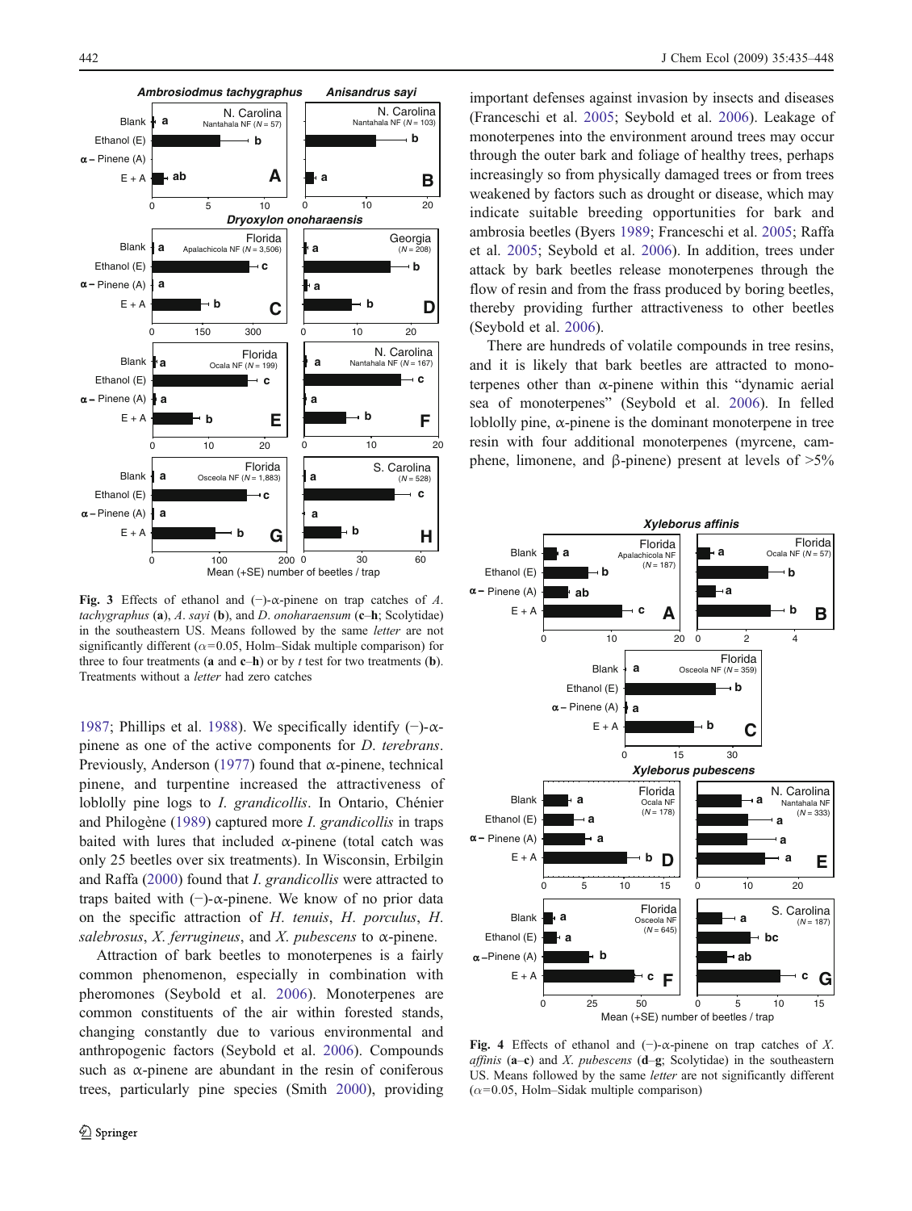**Fig. 3** Effects of ethanol and (−)-α-pinene on trap catches of *A. tachygraphus* (**a**), *A. sayi* (**b**), and *D. onoharaensum* (**c**–**h**; Scolytidae) in the southeastern US. Means followed by the same *letter* are not significantly different (α=0.05, Holm–Sidak multiple comparison) for three to four treatments (**a** and **c**–**h**) or by *t* test for two treatments (**b**). Treatments without a *letter* had zero catches

1987; Phillips et al. 1988). We specifically identify (−)-α-pinene as one of the active components for *D. terebrans*. Previously, Anderson (1977) found that α-pinene, technical pinene, and turpentine increased the attractiveness of loblolly pine logs to *I. grandicollis*. In Ontario, Chénier and Philogène (1989) captured more *I. grandicollis* in traps baited with lures that included α-pinene (total catch was only 25 beetles over six treatments). In Wisconsin, Erbilgin and Raffa (2000) found that *I. grandicollis* were attracted to traps baited with (−)-α-pinene. We know of no prior data on the specific attraction of *H. tenuis*, *H. porculus*, *H. salebrosus*, *X. ferrugineus*, and *X. pubescens* to α-pinene.

Attraction of bark beetles to monoterpenes is a fairly common phenomenon, especially in combination with pheromones (Seybold et al. 2006). Monoterpenes are common constituents of the air within forested stands, changing constantly due to various environmental and anthropogenic factors (Seybold et al. 2006). Compounds such as α-pinene are abundant in the resin of coniferous trees, particularly pine species (Smith 2000), providing important defenses against invasion by insects and diseases (Franceschi et al. 2005; Seybold et al. 2006). Leakage of monoterpenes into the environment around trees may occur through the outer bark and foliage of healthy trees, perhaps increasingly so from physically damaged trees or from trees weakened by factors such as drought or disease, which may indicate suitable breeding opportunities for bark and ambrosia beetles (Byers 1989; Franceschi et al. 2005; Raffa et al. 2005; Seybold et al. 2006). In addition, trees under attack by bark beetles release monoterpenes through the flow of resin and from the frass produced by boring beetles, thereby providing further attractiveness to other beetles (Seybold et al. 2006).

There are hundreds of volatile compounds in tree resins, and it is likely that bark beetles are attracted to monoterpenes other than α-pinene within this "dynamic aerial sea of monoterpenes" (Seybold et al. 2006). In felled loblolly pine, α-pinene is the dominant monoterpene in tree resin with four additional monoterpenes (myrcene, camphene, limonene, and β-pinene) present at levels of >5%

**Fig. 4** Effects of ethanol and (−)-α-pinene on trap catches of *X. affinis* (**a**–**c**) and *X. pubescens* (**d**–**g**; Scolytidae) in the southeastern US. Means followed by the same *letter* are not significantly different (α=0.05, Holm–Sidak multiple comparison)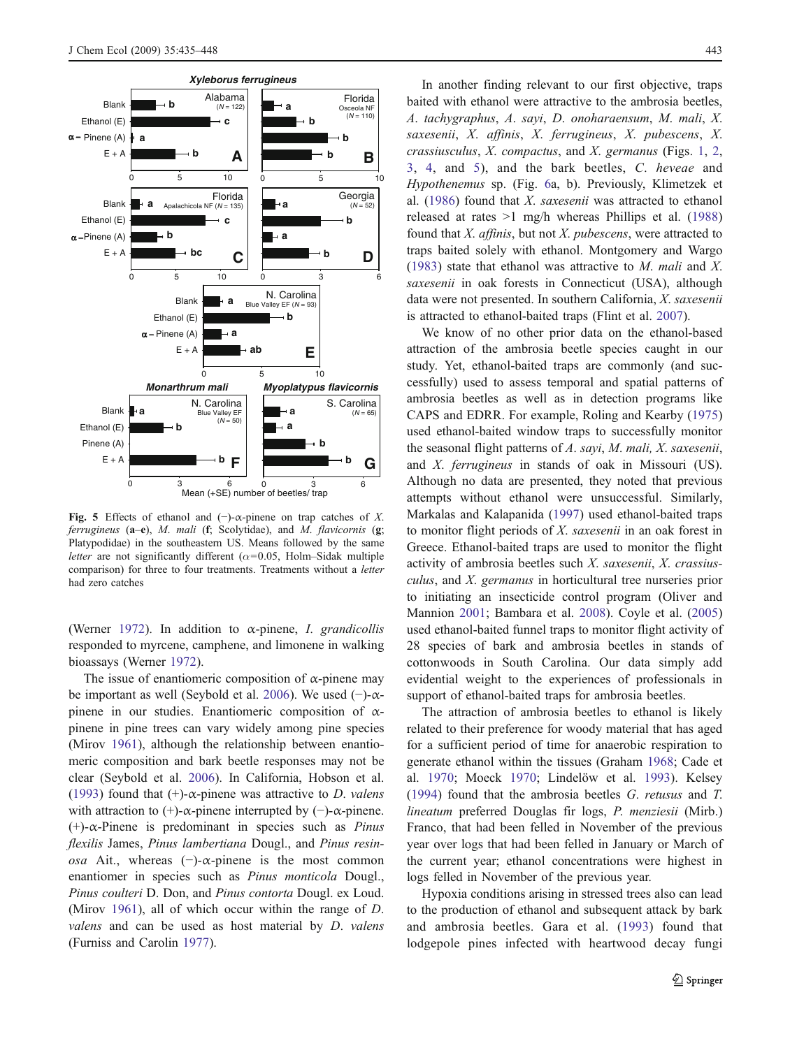**Fig. 5** Effects of ethanol and (−)-α-pinene on trap catches of *X. ferrugineus* (**a**–**e**), *M. mali* (**f**; Scolytidae), and *M. flavicornis* (**g**; Platypodidae) in the southeastern US. Means followed by the same *letter* are not significantly different (α=0.05, Holm–Sidak multiple comparison) for three to four treatments. Treatments without a *letter* had zero catches

(Werner 1972). In addition to α-pinene, *I. grandicollis* responded to myrcene, camphene, and limonene in walking bioassays (Werner 1972).

The issue of enantiomeric composition of α-pinene may be important as well (Seybold et al. 2006). We used (−)-α-pinene in our studies. Enantiomeric composition of α-pinene in pine trees can vary widely among pine species (Mirov 1961), although the relationship between enantiomeric composition and bark beetle responses may not be clear (Seybold et al. 2006). In California, Hobson et al. (1993) found that (+)-α-pinene was attractive to *D. valens* with attraction to (+)-α-pinene interrupted by (−)-α-pinene. (+)-α-Pinene is predominant in species such as *Pinus flexilis* James, *Pinus lambertiana* Dougl., and *Pinus resinosa* Ait., whereas (−)-α-pinene is the most common enantiomer in species such as *Pinus monticola* Dougl., *Pinus coulteri* D. Don, and *Pinus contorta* Dougl. ex Loud. (Mirov 1961), all of which occur within the range of *D. valens* and can be used as host material by *D. valens* (Furniss and Carolin 1977).

In another finding relevant to our first objective, traps baited with ethanol were attractive to the ambrosia beetles, *A. tachygraphus*, *A. sayi*, *D. onoharaensum*, *M. mali*, *X. saxesenii*, *X. affinis*, *X. ferrugineus*, *X. pubescens*, *X. crassiusculus*, *X. compactus*, and *X. germanus* (Figs. 1, 2, 3, 4, and 5), and the bark beetles, *C. heveae* and *Hypothenemus* sp. (Fig. 6a, b). Previously, Klimetzek et al. (1986) found that *X. saxesenii* was attracted to ethanol released at rates >1 mg/h whereas Phillips et al. (1988) found that *X. affinis*, but not *X. pubescens*, were attracted to traps baited solely with ethanol. Montgomery and Wargo (1983) state that ethanol was attractive to *M. mali* and *X. saxesenii* in oak forests in Connecticut (USA), although data were not presented. In southern California, *X. saxesenii* is attracted to ethanol-baited traps (Flint et al. 2007).

We know of no other prior data on the ethanol-based attraction of the ambrosia beetle species caught in our study. Yet, ethanol-baited traps are commonly (and successfully) used to assess temporal and spatial patterns of ambrosia beetles as well as in detection programs like CAPS and EDRR. For example, Roling and Kearby (1975) used ethanol-baited window traps to successfully monitor the seasonal flight patterns of *A. sayi*, *M. mali*, *X. saxesenii*, and *X. ferrugineus* in stands of oak in Missouri (US). Although no data are presented, they noted that previous attempts without ethanol were unsuccessful. Similarly, Markalas and Kalapanida (1997) used ethanol-baited traps to monitor flight periods of *X. saxesenii* in an oak forest in Greece. Ethanol-baited traps are used to monitor the flight activity of ambrosia beetles such *X. saxesenii*, *X. crassiusculus*, and *X. germanus* in horticultural tree nurseries prior to initiating an insecticide control program (Oliver and Mannion 2001; Bambara et al. 2008). Coyle et al. (2005) used ethanol-baited funnel traps to monitor flight activity of 28 species of bark and ambrosia beetles in stands of cottonwoods in South Carolina. Our data simply add evidential weight to the experiences of professionals in support of ethanol-baited traps for ambrosia beetles.

The attraction of ambrosia beetles to ethanol is likely related to their preference for woody material that has aged for a sufficient period of time for anaerobic respiration to generate ethanol within the tissues (Graham 1968; Cade et al. 1970; Moeck 1970; Lindelöw et al. 1993). Kelsey (1994) found that the ambrosia beetles *G. retusus* and *T. lineatum* preferred Douglas fir logs, *P. menziesii* (Mirb.) Franco, that had been felled in November of the previous year over logs that had been felled in January or March of the current year; ethanol concentrations were highest in logs felled in November of the previous year.

Hypoxia conditions arising in stressed trees also can lead to the production of ethanol and subsequent attack by bark and ambrosia beetles. Gara et al. (1993) found that lodgepole pines infected with heartwood decay fungi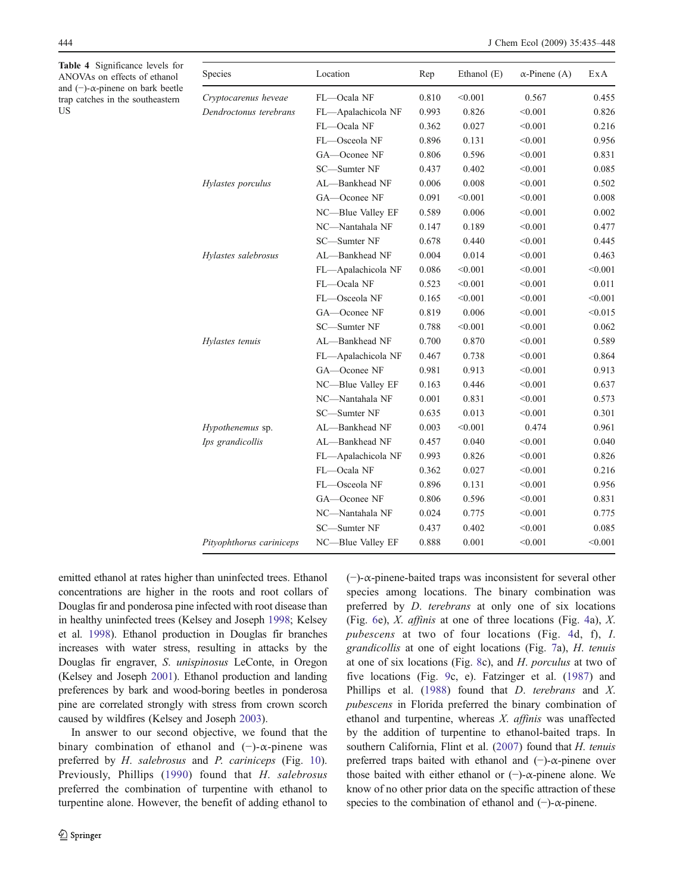Table 4 Significance levels for ANOVAs on effects of ethanol and (−)-α-pinene on bark beetle trap catches in the southeastern US

| Species | Location | Rep | Ethanol (E) | α-Pinene (A) | ExA |
|---|---|---|---|---|---|
| *Cryptocarenus heveae* | FL—Ocala NF | 0.810 | <0.001 | 0.567 | 0.455 |
| *Dendroctonus terebrans* | FL—Apalachicola NF | 0.993 | 0.826 | <0.001 | 0.826 |
| | FL—Ocala NF | 0.362 | 0.027 | <0.001 | 0.216 |
| | FL—Osceola NF | 0.896 | 0.131 | <0.001 | 0.956 |
| | GA—Oconee NF | 0.806 | 0.596 | <0.001 | 0.831 |
| | SC—Sumter NF | 0.437 | 0.402 | <0.001 | 0.085 |
| *Hylastes porculus* | AL—Bankhead NF | 0.006 | 0.008 | <0.001 | 0.502 |
| | GA—Oconee NF | 0.091 | <0.001 | <0.001 | 0.008 |
| | NC—Blue Valley EF | 0.589 | 0.006 | <0.001 | 0.002 |
| | NC—Nantahala NF | 0.147 | 0.189 | <0.001 | 0.477 |
| | SC—Sumter NF | 0.678 | 0.440 | <0.001 | 0.445 |
| *Hylastes salebrosus* | AL—Bankhead NF | 0.004 | 0.014 | <0.001 | 0.463 |
| | FL—Apalachicola NF | 0.086 | <0.001 | <0.001 | <0.001 |
| | FL—Ocala NF | 0.523 | <0.001 | <0.001 | 0.011 |
| | FL—Osceola NF | 0.165 | <0.001 | <0.001 | <0.001 |
| | GA—Oconee NF | 0.819 | 0.006 | <0.001 | <0.015 |
| | SC—Sumter NF | 0.788 | <0.001 | <0.001 | 0.062 |
| *Hylastes tenuis* | AL—Bankhead NF | 0.700 | 0.870 | <0.001 | 0.589 |
| | FL—Apalachicola NF | 0.467 | 0.738 | <0.001 | 0.864 |
| | GA—Oconee NF | 0.981 | 0.913 | <0.001 | 0.913 |
| | NC—Blue Valley EF | 0.163 | 0.446 | <0.001 | 0.637 |
| | NC—Nantahala NF | 0.001 | 0.831 | <0.001 | 0.573 |
| | SC—Sumter NF | 0.635 | 0.013 | <0.001 | 0.301 |
| *Hypothenemus* sp. | AL—Bankhead NF | 0.003 | <0.001 | 0.474 | 0.961 |
| *Ips grandicollis* | AL—Bankhead NF | 0.457 | 0.040 | <0.001 | 0.040 |
| | FL—Apalachicola NF | 0.993 | 0.826 | <0.001 | 0.826 |
| | FL—Ocala NF | 0.362 | 0.027 | <0.001 | 0.216 |
| | FL—Osceola NF | 0.896 | 0.131 | <0.001 | 0.956 |
| | GA—Oconee NF | 0.806 | 0.596 | <0.001 | 0.831 |
| | NC—Nantahala NF | 0.024 | 0.775 | <0.001 | 0.775 |
| | SC—Sumter NF | 0.437 | 0.402 | <0.001 | 0.085 |
| *Pityophthorus cariniceps* | NC—Blue Valley EF | 0.888 | 0.001 | <0.001 | <0.001 |

emitted ethanol at rates higher than uninfected trees. Ethanol concentrations are higher in the roots and root collars of Douglas fir and ponderosa pine infected with root disease than in healthy uninfected trees (Kelsey and Joseph 1998; Kelsey et al. 1998). Ethanol production in Douglas fir branches increases with water stress, resulting in attacks by the Douglas fir engraver, *S. unispinosus* LeConte, in Oregon (Kelsey and Joseph 2001). Ethanol production and landing preferences by bark and wood-boring beetles in ponderosa pine are correlated strongly with stress from crown scorch caused by wildfires (Kelsey and Joseph 2003).

In answer to our second objective, we found that the binary combination of ethanol and (−)-α-pinene was preferred by *H. salebrosus* and *P. cariniceps* (Fig. 10). Previously, Phillips (1990) found that *H. salebrosus* preferred the combination of turpentine with ethanol to turpentine alone. However, the benefit of adding ethanol to (−)-α-pinene-baited traps was inconsistent for several other species among locations. The binary combination was preferred by *D. terebrans* at only one of six locations (Fig. 6e), *X. affinis* at one of three locations (Fig. 4a), *X. pubescens* at two of four locations (Fig. 4d, f), *I. grandicollis* at one of eight locations (Fig. 7a), *H. tenuis* at one of six locations (Fig. 8c), and *H. porculus* at two of five locations (Fig. 9c, e). Fatzinger et al. (1987) and Phillips et al. (1988) found that *D. terebrans* and *X. pubescens* in Florida preferred the binary combination of ethanol and turpentine, whereas *X. affinis* was unaffected by the addition of turpentine to ethanol-baited traps. In southern California, Flint et al. (2007) found that *H. tenuis* preferred traps baited with ethanol and (−)-α-pinene over those baited with either ethanol or (−)-α-pinene alone. We know of no other prior data on the specific attraction of these species to the combination of ethanol and (−)-α-pinene.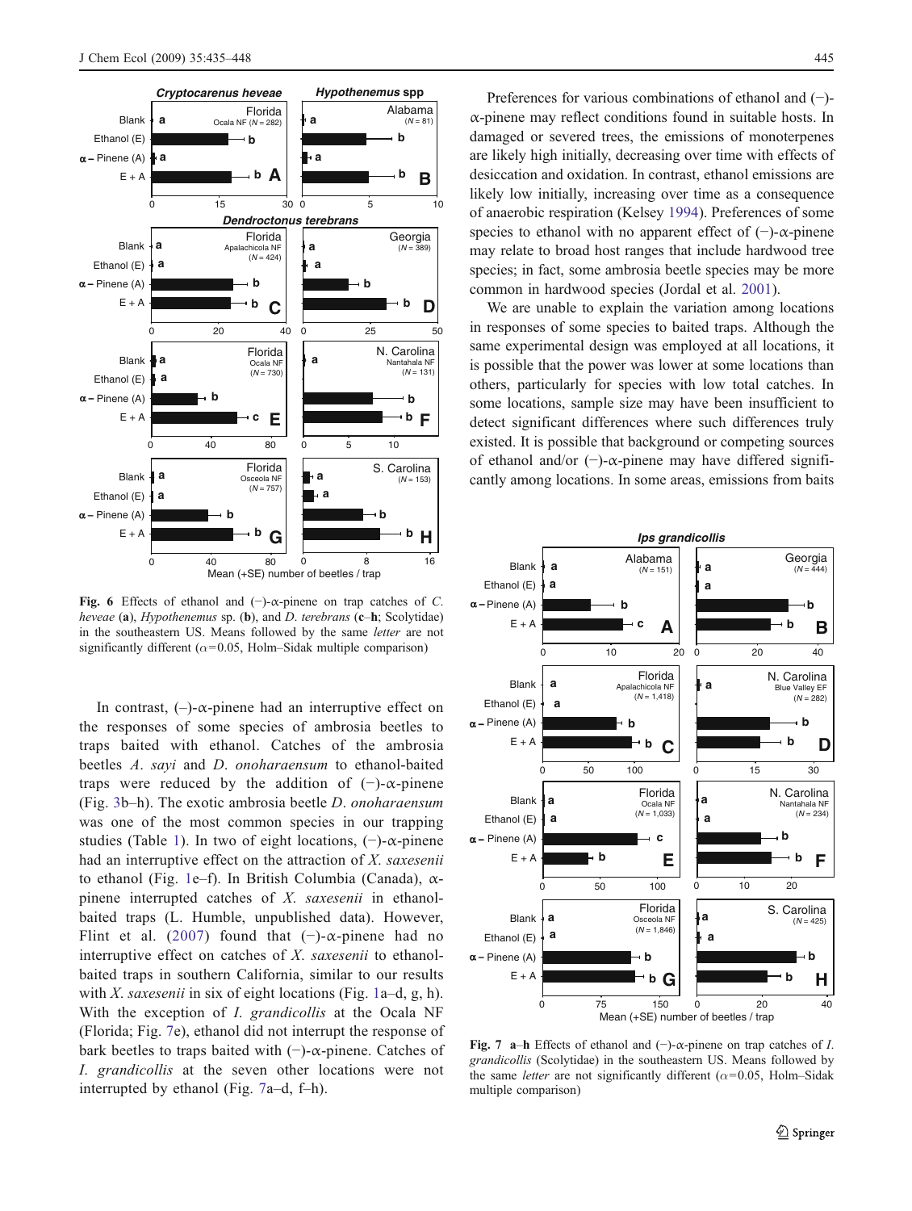Fig. 6 Effects of ethanol and (−)-α-pinene on trap catches of *C. heveae* (**a**), *Hypothenemus* sp. (**b**), and *D. terebrans* (**c**–**h**; Scolytidae) in the southeastern US. Means followed by the same *letter* are not significantly different (α=0.05, Holm–Sidak multiple comparison)

In contrast, (–)-α-pinene had an interruptive effect on the responses of some species of ambrosia beetles to traps baited with ethanol. Catches of the ambrosia beetles *A. sayi* and *D. onoharaensum* to ethanol-baited traps were reduced by the addition of (−)-α-pinene (Fig. 3b–h). The exotic ambrosia beetle *D. onoharaensum* was one of the most common species in our trapping studies (Table 1). In two of eight locations, (−)-α-pinene had an interruptive effect on the attraction of *X. saxesenii* to ethanol (Fig. 1e–f). In British Columbia (Canada), α-pinene interrupted catches of *X. saxesenii* in ethanol-baited traps (L. Humble, unpublished data). However, Flint et al. (2007) found that (−)-α-pinene had no interruptive effect on catches of *X. saxesenii* to ethanol-baited traps in southern California, similar to our results with *X. saxesenii* in six of eight locations (Fig. 1a–d, g, h). With the exception of *I. grandicollis* at the Ocala NF (Florida; Fig. 7e), ethanol did not interrupt the response of bark beetles to traps baited with (−)-α-pinene. Catches of *I. grandicollis* at the seven other locations were not interrupted by ethanol (Fig. 7a–d, f–h).

Preferences for various combinations of ethanol and (−)-α-pinene may reflect conditions found in suitable hosts. In damaged or severed trees, the emissions of monoterpenes are likely high initially, decreasing over time with effects of desiccation and oxidation. In contrast, ethanol emissions are likely low initially, increasing over time as a consequence of anaerobic respiration (Kelsey 1994). Preferences of some species to ethanol with no apparent effect of (−)-α-pinene may relate to broad host ranges that include hardwood tree species; in fact, some ambrosia beetle species may be more common in hardwood species (Jordal et al. 2001).

We are unable to explain the variation among locations in responses of some species to baited traps. Although the same experimental design was employed at all locations, it is possible that the power was lower at some locations than others, particularly for species with low total catches. In some locations, sample size may have been insufficient to detect significant differences where such differences truly existed. It is possible that background or competing sources of ethanol and/or (−)-α-pinene may have differed significantly among locations. In some areas, emissions from baits

Fig. 7 **a**–**h** Effects of ethanol and (−)-α-pinene on trap catches of *I. grandicollis* (Scolytidae) in the southeastern US. Means followed by the same *letter* are not significantly different (α=0.05, Holm–Sidak multiple comparison)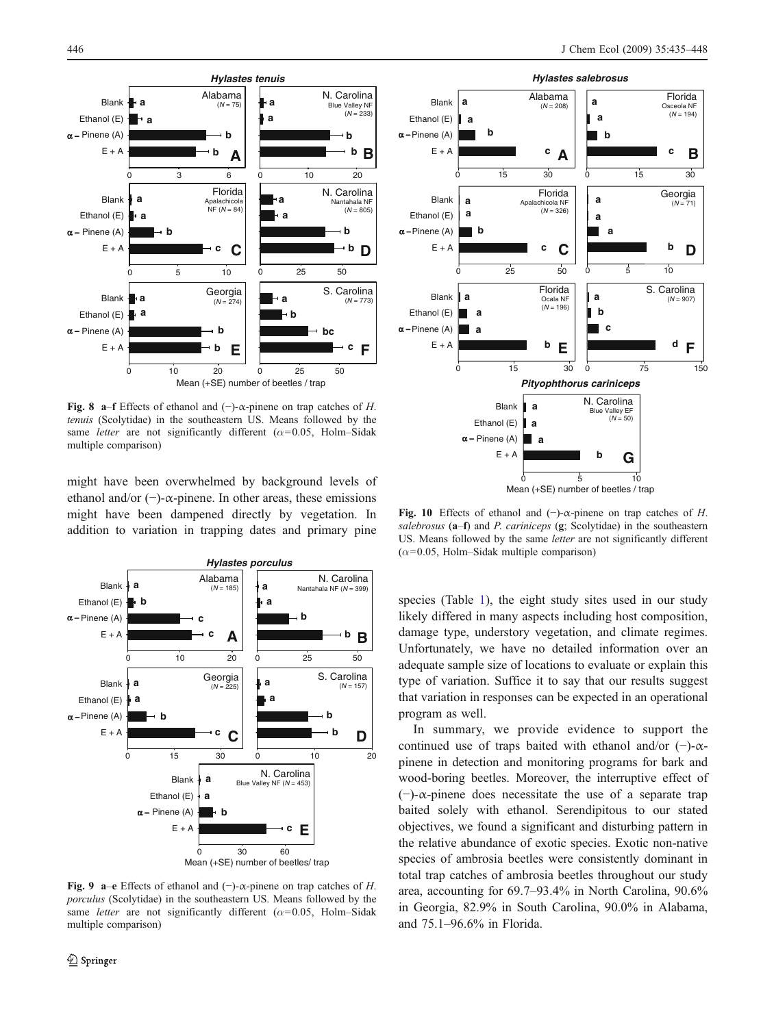Fig. 8 **a**–**f** Effects of ethanol and (−)-α-pinene on trap catches of *H. tenuis* (Scolytidae) in the southeastern US. Means followed by the same *letter* are not significantly different (α=0.05, Holm–Sidak multiple comparison)

might have been overwhelmed by background levels of ethanol and/or (−)-α-pinene. In other areas, these emissions might have been dampened directly by vegetation. In addition to variation in trapping dates and primary pine species (Table 1), the eight study sites used in our study likely differed in many aspects including host composition, damage type, understory vegetation, and climate regimes. Unfortunately, we have no detailed information over an adequate sample size of locations to evaluate or explain this type of variation. Suffice it to say that our results suggest that variation in responses can be expected in an operational program as well.

Fig. 9 **a**–**e** Effects of ethanol and (−)-α-pinene on trap catches of *H. porculus* (Scolytidae) in the southeastern US. Means followed by the same *letter* are not significantly different (α=0.05, Holm–Sidak multiple comparison)

Fig. 10 Effects of ethanol and (−)-α-pinene on trap catches of *H. salebrosus* (**a**–**f**) and *P. cariniceps* (**g**; Scolytidae) in the southeastern US. Means followed by the same *letter* are not significantly different (α=0.05, Holm–Sidak multiple comparison)

In summary, we provide evidence to support the continued use of traps baited with ethanol and/or (−)-α-pinene in detection and monitoring programs for bark and wood-boring beetles. Moreover, the interruptive effect of (−)-α-pinene does necessitate the use of a separate trap baited solely with ethanol. Serendipitous to our stated objectives, we found a significant and disturbing pattern in the relative abundance of exotic species. Exotic non-native species of ambrosia beetles were consistently dominant in total trap catches of ambrosia beetles throughout our study area, accounting for 69.7–93.4% in North Carolina, 90.6% in Georgia, 82.9% in South Carolina, 90.0% in Alabama, and 75.1–96.6% in Florida.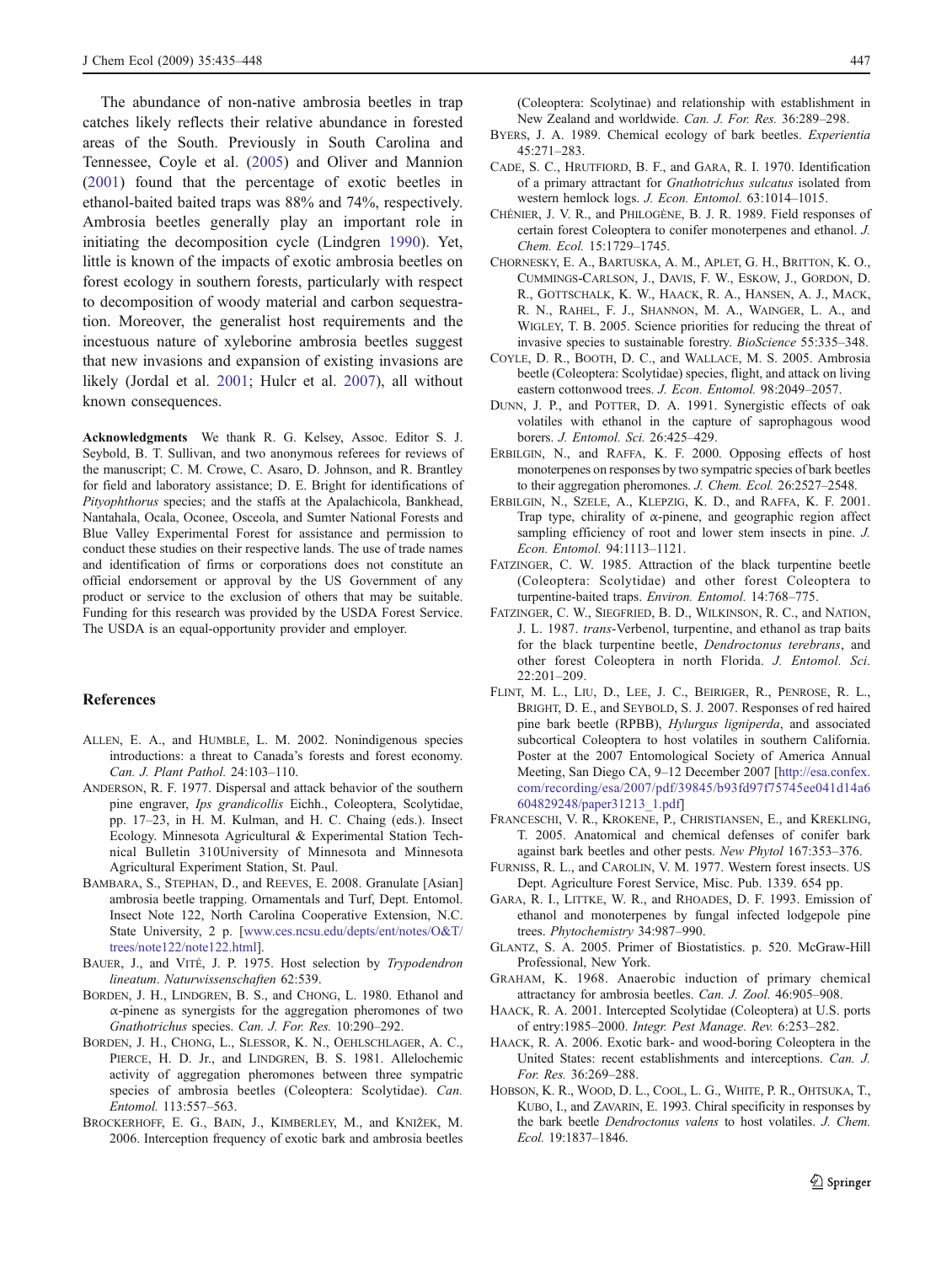The abundance of non-native ambrosia beetles in trap catches likely reflects their relative abundance in forested areas of the South. Previously in South Carolina and Tennessee, Coyle et al. (2005) and Oliver and Mannion (2001) found that the percentage of exotic beetles in ethanol-baited baited traps was 88% and 74%, respectively. Ambrosia beetles generally play an important role in initiating the decomposition cycle (Lindgren 1990). Yet, little is known of the impacts of exotic ambrosia beetles on forest ecology in southern forests, particularly with respect to decomposition of woody material and carbon sequestration. Moreover, the generalist host requirements and the incestuous nature of xyleborine ambrosia beetles suggest that new invasions and expansion of existing invasions are likely (Jordal et al. 2001; Hulcr et al. 2007), all without known consequences.

**Acknowledgments** We thank R. G. Kelsey, Assoc. Editor S. J. Seybold, B. T. Sullivan, and two anonymous referees for reviews of the manuscript; C. M. Crowe, C. Asaro, D. Johnson, and R. Brantley for field and laboratory assistance; D. E. Bright for identifications of *Pityophthorus* species; and the staffs at the Apalachicola, Bankhead, Nantahala, Ocala, Oconee, Osceola, and Sumter National Forests and Blue Valley Experimental Forest for assistance and permission to conduct these studies on their respective lands. The use of trade names and identification of firms or corporations does not constitute an official endorsement or approval by the US Government of any product or service to the exclusion of others that may be suitable. Funding for this research was provided by the USDA Forest Service. The USDA is an equal-opportunity provider and employer.

## References

Allen, E. A., and Humble, L. M. 2002. Nonindigenous species introductions: a threat to Canada's forests and forest economy. *Can. J. Plant Pathol.* 24:103–110.

Anderson, R. F. 1977. Dispersal and attack behavior of the southern pine engraver, *Ips grandicollis* Eichh., Coleoptera, Scolytidae, pp. 17–23, in H. M. Kulman, and H. C. Chaing (eds.). Insect Ecology. Minnesota Agricultural & Experimental Station Technical Bulletin 310University of Minnesota and Minnesota Agricultural Experiment Station, St. Paul.

Bambara, S., Stephan, D., and Reeves, E. 2008. Granulate [Asian] ambrosia beetle trapping. Ornamentals and Turf, Dept. Entomol. Insect Note 122, North Carolina Cooperative Extension, N.C. State University, 2 p. [www.ces.ncsu.edu/depts/ent/notes/O&T/trees/note122/note122.html].

Bauer, J., and Vité, J. P. 1975. Host selection by *Trypodendron lineatum*. *Naturwissenschaften* 62:539.

Borden, J. H., Lindgren, B. S., and Chong, L. 1980. Ethanol and α-pinene as synergists for the aggregation pheromones of two *Gnathotrichus* species. *Can. J. For. Res.* 10:290–292.

Borden, J. H., Chong, L., Slessor, K. N., Oehlschlager, A. C., Pierce, H. D. Jr., and Lindgren, B. S. 1981. Allelochemic activity of aggregation pheromones between three sympatric species of ambrosia beetles (Coleoptera: Scolytidae). *Can. Entomol.* 113:557–563.

Brockerhoff, E. G., Bain, J., Kimberley, M., and Knížek, M. 2006. Interception frequency of exotic bark and ambrosia beetles (Coleoptera: Scolytinae) and relationship with establishment in New Zealand and worldwide. *Can. J. For. Res.* 36:289–298.

Byers, J. A. 1989. Chemical ecology of bark beetles. *Experientia* 45:271–283.

Cade, S. C., Hrutfiord, B. F., and Gara, R. I. 1970. Identification of a primary attractant for *Gnathotrichus sulcatus* isolated from western hemlock logs. *J. Econ. Entomol.* 63:1014–1015.

Chénier, J. V. R., and Philogène, B. J. R. 1989. Field responses of certain forest Coleoptera to conifer monoterpenes and ethanol. *J. Chem. Ecol.* 15:1729–1745.

Chornesky, E. A., Bartuska, A. M., Aplet, G. H., Britton, K. O., Cummings-Carlson, J., Davis, F. W., Eskow, J., Gordon, D. R., Gottschalk, K. W., Haack, R. A., Hansen, A. J., Mack, R. N., Rahel, F. J., Shannon, M. A., Wainger, L. A., and Wigley, T. B. 2005. Science priorities for reducing the threat of invasive species to sustainable forestry. *BioScience* 55:335–348.

Coyle, D. R., Booth, D. C., and Wallace, M. S. 2005. Ambrosia beetle (Coleoptera: Scolytidae) species, flight, and attack on living eastern cottonwood trees. *J. Econ. Entomol.* 98:2049–2057.

Dunn, J. P., and Potter, D. A. 1991. Synergistic effects of oak volatiles with ethanol in the capture of saprophagous wood borers. *J. Entomol. Sci.* 26:425–429.

Erbilgin, N., and Raffa, K. F. 2000. Opposing effects of host monoterpenes on responses by two sympatric species of bark beetles to their aggregation pheromones. *J. Chem. Ecol.* 26:2527–2548.

Erbilgin, N., Szele, A., Klepzig, K. D., and Raffa, K. F. 2001. Trap type, chirality of α-pinene, and geographic region affect sampling efficiency of root and lower stem insects in pine. *J. Econ. Entomol.* 94:1113–1121.

Fatzinger, C. W. 1985. Attraction of the black turpentine beetle (Coleoptera: Scolytidae) and other forest Coleoptera to turpentine-baited traps. *Environ. Entomol.* 14:768–775.

Fatzinger, C. W., Siegfried, B. D., Wilkinson, R. C., and Nation, J. L. 1987. *trans*-Verbenol, turpentine, and ethanol as trap baits for the black turpentine beetle, *Dendroctonus terebrans*, and other forest Coleoptera in north Florida. *J. Entomol. Sci.* 22:201–209.

Flint, M. L., Liu, D., Lee, J. C., Beiriger, R., Penrose, R. L., Bright, D. E., and Seybold, S. J. 2007. Responses of red haired pine bark beetle (RPBB), *Hylurgus ligniperda*, and associated subcortical Coleoptera to host volatiles in southern California. Poster at the 2007 Entomological Society of America Annual Meeting, San Diego CA, 9–12 December 2007 [http://esa.confex.com/recording/esa/2007/pdf/39845/b93fd97f75745ee041d14a6604829248/paper31213_1.pdf]

Franceschi, V. R., Krokene, P., Christiansen, E., and Krekling, T. 2005. Anatomical and chemical defenses of conifer bark against bark beetles and other pests. *New Phytol* 167:353–376.

Furniss, R. L., and Carolin, V. M. 1977. Western forest insects. US Dept. Agriculture Forest Service, Misc. Pub. 1339. 654 pp.

Gara, R. I., Littke, W. R., and Rhoades, D. F. 1993. Emission of ethanol and monoterpenes by fungal infected lodgepole pine trees. *Phytochemistry* 34:987–990.

Glantz, S. A. 2005. Primer of Biostatistics. p. 520. McGraw-Hill Professional, New York.

Graham, K. 1968. Anaerobic induction of primary chemical attractancy for ambrosia beetles. *Can. J. Zool.* 46:905–908.

Haack, R. A. 2001. Intercepted Scolytidae (Coleoptera) at U.S. ports of entry:1985–2000. *Integr. Pest Manage. Rev.* 6:253–282.

Haack, R. A. 2006. Exotic bark- and wood-boring Coleoptera in the United States: recent establishments and interceptions. *Can. J. For. Res.* 36:269–288.

Hobson, K. R., Wood, D. L., Cool, L. G., White, P. R., Ohtsuka, T., Kubo, I., and Zavarin, E. 1993. Chiral specificity in responses by the bark beetle *Dendroctonus valens* to host volatiles. *J. Chem. Ecol.* 19:1837–1846.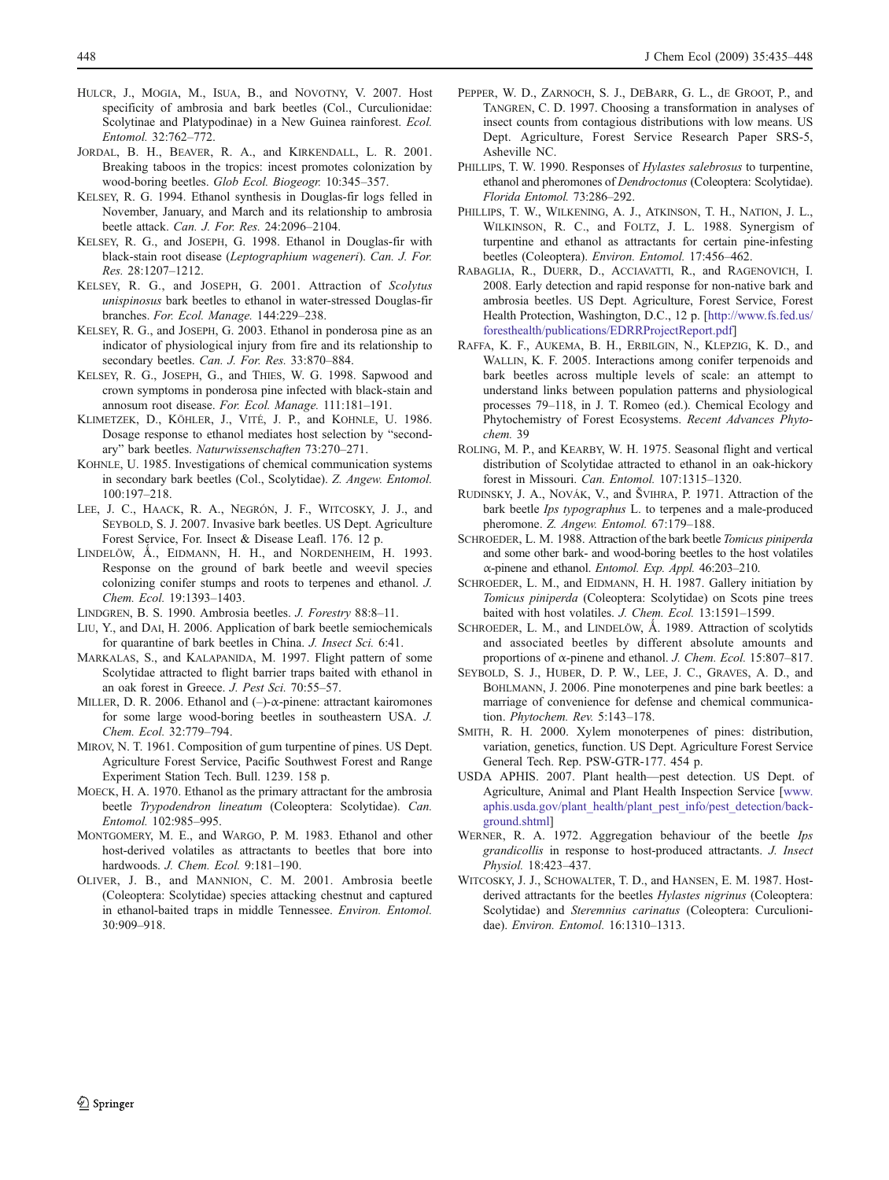Hulcr, J., Mogia, M., Isua, B., and Novotny, V. 2007. Host specificity of ambrosia and bark beetles (Col., Curculionidae: Scolytinae and Platypodinae) in a New Guinea rainforest. *Ecol. Entomol.* 32:762–772.

Jordal, B. H., Beaver, R. A., and Kirkendall, L. R. 2001. Breaking taboos in the tropics: incest promotes colonization by wood-boring beetles. *Glob Ecol. Biogeogr.* 10:345–357.

Kelsey, R. G. 1994. Ethanol synthesis in Douglas-fir logs felled in November, January, and March and its relationship to ambrosia beetle attack. *Can. J. For. Res.* 24:2096–2104.

Kelsey, R. G., and Joseph, G. 1998. Ethanol in Douglas-fir with black-stain root disease (*Leptographium wageneri*). *Can. J. For. Res.* 28:1207–1212.

Kelsey, R. G., and Joseph, G. 2001. Attraction of *Scolytus unispinosus* bark beetles to ethanol in water-stressed Douglas-fir branches. *For. Ecol. Manage.* 144:229–238.

Kelsey, R. G., and Joseph, G. 2003. Ethanol in ponderosa pine as an indicator of physiological injury from fire and its relationship to secondary beetles. *Can. J. For. Res.* 33:870–884.

Kelsey, R. G., Joseph, G., and Thies, W. G. 1998. Sapwood and crown symptoms in ponderosa pine infected with black-stain and annosum root disease. *For. Ecol. Manage.* 111:181–191.

Klimetzek, D., Köhler, J., Vité, J. P., and Kohnle, U. 1986. Dosage response to ethanol mediates host selection by "secondary" bark beetles. *Naturwissenschaften* 73:270–271.

Kohnle, U. 1985. Investigations of chemical communication systems in secondary bark beetles (Col., Scolytidae). *Z. Angew. Entomol.* 100:197–218.

Lee, J. C., Haack, R. A., Negrón, J. F., Witcosky, J. J., and Seybold, S. J. 2007. Invasive bark beetles. US Dept. Agriculture Forest Service, For. Insect & Disease Leafl. 176. 12 p.

Lindelöw, Å., Eidmann, H. H., and Nordenheim, H. 1993. Response on the ground of bark beetle and weevil species colonizing conifer stumps and roots to terpenes and ethanol. *J. Chem. Ecol.* 19:1393–1403.

Lindgren, B. S. 1990. Ambrosia beetles. *J. Forestry* 88:8–11.

Liu, Y., and Dai, H. 2006. Application of bark beetle semiochemicals for quarantine of bark beetles in China. *J. Insect Sci.* 6:41.

Markalas, S., and Kalapanida, M. 1997. Flight pattern of some Scolytidae attracted to flight barrier traps baited with ethanol in an oak forest in Greece. *J. Pest Sci.* 70:55–57.

Miller, D. R. 2006. Ethanol and (–)-α-pinene: attractant kairomones for some large wood-boring beetles in southeastern USA. *J. Chem. Ecol.* 32:779–794.

Mirov, N. T. 1961. Composition of gum turpentine of pines. US Dept. Agriculture Forest Service, Pacific Southwest Forest and Range Experiment Station Tech. Bull. 1239. 158 p.

Moeck, H. A. 1970. Ethanol as the primary attractant for the ambrosia beetle *Trypodendron lineatum* (Coleoptera: Scolytidae). *Can. Entomol.* 102:985–995.

Montgomery, M. E., and Wargo, P. M. 1983. Ethanol and other host-derived volatiles as attractants to beetles that bore into hardwoods. *J. Chem. Ecol.* 9:181–190.

Oliver, J. B., and Mannion, C. M. 2001. Ambrosia beetle (Coleoptera: Scolytidae) species attacking chestnut and captured in ethanol-baited traps in middle Tennessee. *Environ. Entomol.* 30:909–918.

Pepper, W. D., Zarnoch, S. J., DeBarr, G. L., de Groot, P., and Tangren, C. D. 1997. Choosing a transformation in analyses of insect counts from contagious distributions with low means. US Dept. Agriculture, Forest Service Research Paper SRS-5, Asheville NC.

Phillips, T. W. 1990. Responses of *Hylastes salebrosus* to turpentine, ethanol and pheromones of *Dendroctonus* (Coleoptera: Scolytidae). *Florida Entomol.* 73:286–292.

Phillips, T. W., Wilkening, A. J., Atkinson, T. H., Nation, J. L., Wilkinson, R. C., and Foltz, J. L. 1988. Synergism of turpentine and ethanol as attractants for certain pine-infesting beetles (Coleoptera). *Environ. Entomol.* 17:456–462.

Rabaglia, R., Duerr, D., Acciavatti, R., and Ragenovich, I. 2008. Early detection and rapid response for non-native bark and ambrosia beetles. US Dept. Agriculture, Forest Service, Forest Health Protection, Washington, D.C., 12 p. [http://www.fs.fed.us/foresthealth/publications/EDRRProjectReport.pdf]

Raffa, K. F., Aukema, B. H., Erbilgin, N., Klepzig, K. D., and Wallin, K. F. 2005. Interactions among conifer terpenoids and bark beetles across multiple levels of scale: an attempt to understand links between population patterns and physiological processes 79–118, in J. T. Romeo (ed.). Chemical Ecology and Phytochemistry of Forest Ecosystems. *Recent Advances Phytochem.* 39

Roling, M. P., and Kearby, W. H. 1975. Seasonal flight and vertical distribution of Scolytidae attracted to ethanol in an oak-hickory forest in Missouri. *Can. Entomol.* 107:1315–1320.

Rudinsky, J. A., Novák, V., and Švihra, P. 1971. Attraction of the bark beetle *Ips typographus* L. to terpenes and a male-produced pheromone. *Z. Angew. Entomol.* 67:179–188.

Schroeder, L. M. 1988. Attraction of the bark beetle *Tomicus piniperda* and some other bark- and wood-boring beetles to the host volatiles α-pinene and ethanol. *Entomol. Exp. Appl.* 46:203–210.

Schroeder, L. M., and Eidmann, H. H. 1987. Gallery initiation by *Tomicus piniperda* (Coleoptera: Scolytidae) on Scots pine trees baited with host volatiles. *J. Chem. Ecol.* 13:1591–1599.

Schroeder, L. M., and Lindelöw, Å. 1989. Attraction of scolytids and associated beetles by different absolute amounts and proportions of α-pinene and ethanol. *J. Chem. Ecol.* 15:807–817.

Seybold, S. J., Huber, D. P. W., Lee, J. C., Graves, A. D., and Bohlmann, J. 2006. Pine monoterpenes and pine bark beetles: a marriage of convenience for defense and chemical communication. *Phytochem. Rev.* 5:143–178.

Smith, R. H. 2000. Xylem monoterpenes of pines: distribution, variation, genetics, function. US Dept. Agriculture Forest Service General Tech. Rep. PSW-GTR-177. 454 p.

USDA APHIS. 2007. Plant health—pest detection. US Dept. of Agriculture, Animal and Plant Health Inspection Service [www.aphis.usda.gov/plant_health/plant_pest_info/pest_detection/background.shtml]

Werner, R. A. 1972. Aggregation behaviour of the beetle *Ips grandicollis* in response to host-produced attractants. *J. Insect Physiol.* 18:423–437.

Witcosky, J. J., Schowalter, T. D., and Hansen, E. M. 1987. Host-derived attractants for the beetles *Hylastes nigrinus* (Coleoptera: Scolytidae) and *Steremnius carinatus* (Coleoptera: Curculionidae). *Environ. Entomol.* 16:1310–1313.